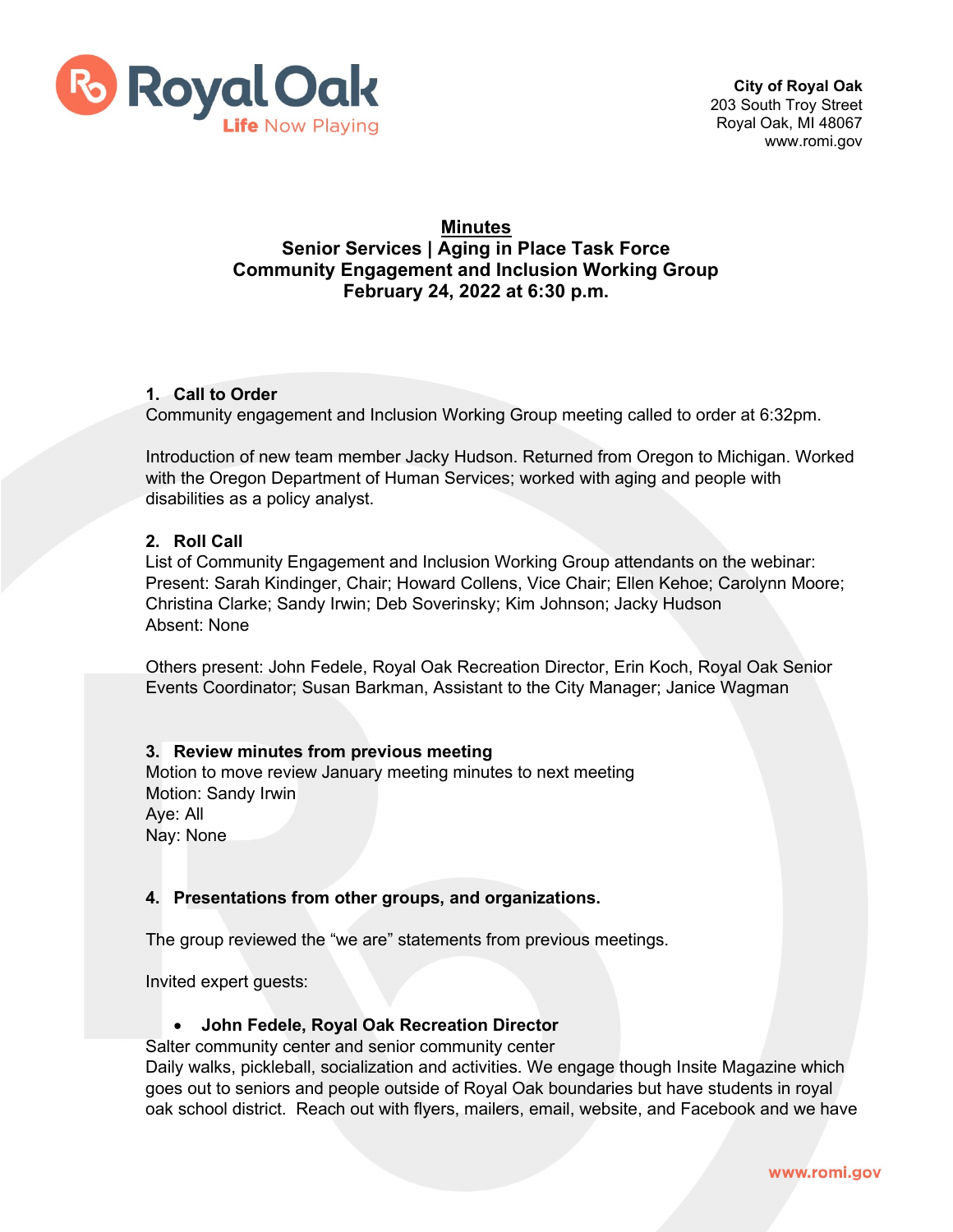City of Royal Oak
203 South Troy Street
Royal Oak, MI 48067
www.romi.gov

# Minutes
## Senior Services | Aging in Place Task Force
## Community Engagement and Inclusion Working Group
## February 24, 2022 at 6:30 p.m.

### 1. Call to Order

Community engagement and Inclusion Working Group meeting called to order at 6:32pm.

Introduction of new team member Jacky Hudson. Returned from Oregon to Michigan. Worked with the Oregon Department of Human Services; worked with aging and people with disabilities as a policy analyst.

### 2. Roll Call

List of Community Engagement and Inclusion Working Group attendants on the webinar:
Present: Sarah Kindinger, Chair; Howard Collens, Vice Chair; Ellen Kehoe; Carolynn Moore; Christina Clarke; Sandy Irwin; Deb Soverinsky; Kim Johnson; Jacky Hudson
Absent: None

Others present: John Fedele, Royal Oak Recreation Director, Erin Koch, Royal Oak Senior Events Coordinator; Susan Barkman, Assistant to the City Manager; Janice Wagman

### 3. Review minutes from previous meeting

Motion to move review January meeting minutes to next meeting
Motion: Sandy Irwin
Aye: All
Nay: None

### 4. Presentations from other groups, and organizations.

The group reviewed the “we are” statements from previous meetings.

Invited expert guests:

- **John Fedele, Royal Oak Recreation Director**

Salter community center and senior community center
Daily walks, pickleball, socialization and activities. We engage though Insite Magazine which goes out to seniors and people outside of Royal Oak boundaries but have students in royal oak school district. Reach out with flyers, mailers, email, website, and Facebook and we have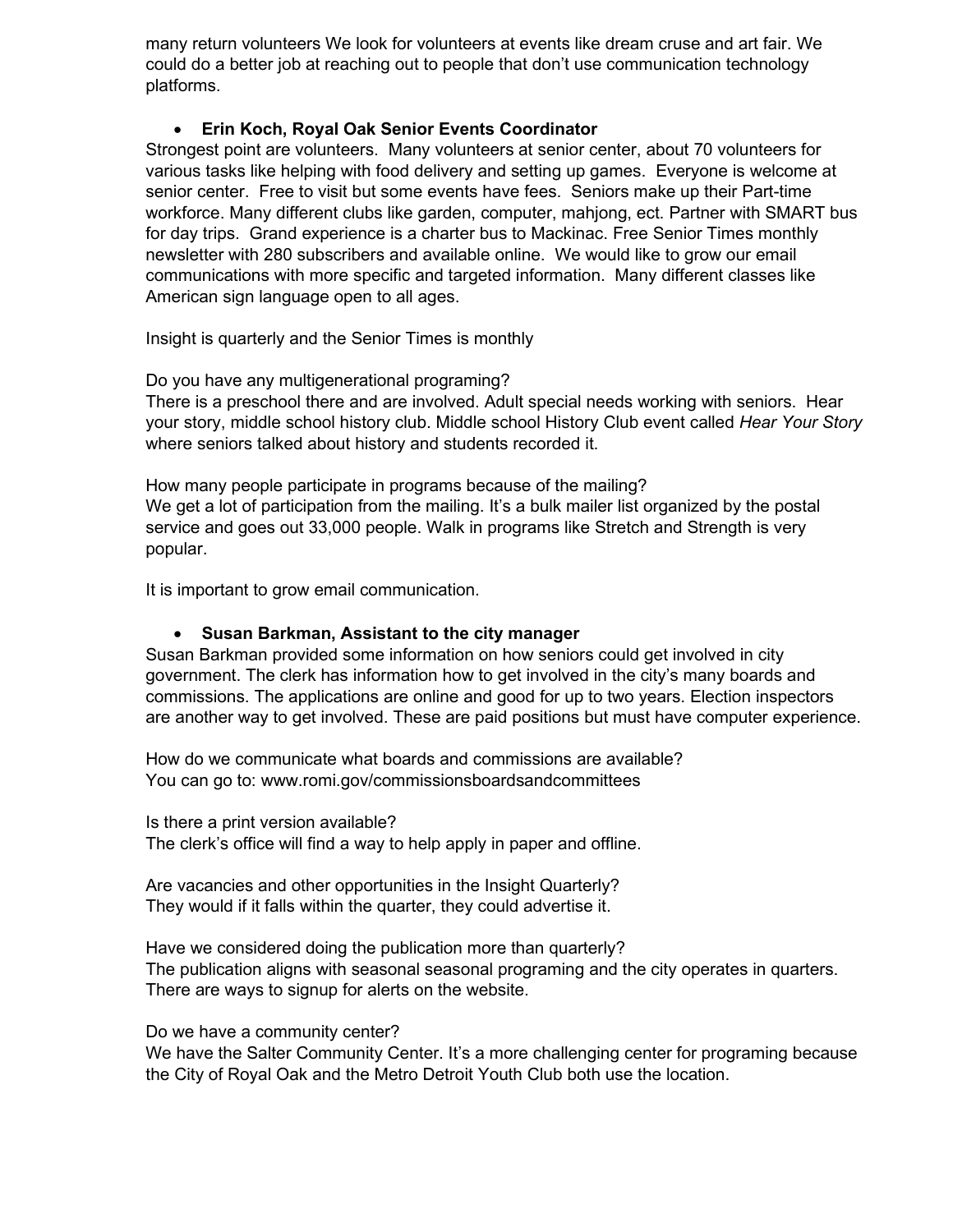many return volunteers We look for volunteers at events like dream cruse and art fair. We could do a better job at reaching out to people that don't use communication technology platforms.

- **Erin Koch, Royal Oak Senior Events Coordinator**

Strongest point are volunteers. Many volunteers at senior center, about 70 volunteers for various tasks like helping with food delivery and setting up games. Everyone is welcome at senior center. Free to visit but some events have fees. Seniors make up their Part-time workforce. Many different clubs like garden, computer, mahjong, ect. Partner with SMART bus for day trips. Grand experience is a charter bus to Mackinac. Free Senior Times monthly newsletter with 280 subscribers and available online. We would like to grow our email communications with more specific and targeted information. Many different classes like American sign language open to all ages.

Insight is quarterly and the Senior Times is monthly

Do you have any multigenerational programing?
There is a preschool there and are involved. Adult special needs working with seniors. Hear your story, middle school history club. Middle school History Club event called *Hear Your Story* where seniors talked about history and students recorded it.

How many people participate in programs because of the mailing?
We get a lot of participation from the mailing. It's a bulk mailer list organized by the postal service and goes out 33,000 people. Walk in programs like Stretch and Strength is very popular.

It is important to grow email communication.

- **Susan Barkman, Assistant to the city manager**

Susan Barkman provided some information on how seniors could get involved in city government. The clerk has information how to get involved in the city's many boards and commissions. The applications are online and good for up to two years. Election inspectors are another way to get involved. These are paid positions but must have computer experience.

How do we communicate what boards and commissions are available?
You can go to: www.romi.gov/commissionsboardsandcommittees

Is there a print version available?
The clerk's office will find a way to help apply in paper and offline.

Are vacancies and other opportunities in the Insight Quarterly?
They would if it falls within the quarter, they could advertise it.

Have we considered doing the publication more than quarterly?
The publication aligns with seasonal seasonal programing and the city operates in quarters. There are ways to signup for alerts on the website.

Do we have a community center?
We have the Salter Community Center. It's a more challenging center for programing because the City of Royal Oak and the Metro Detroit Youth Club both use the location.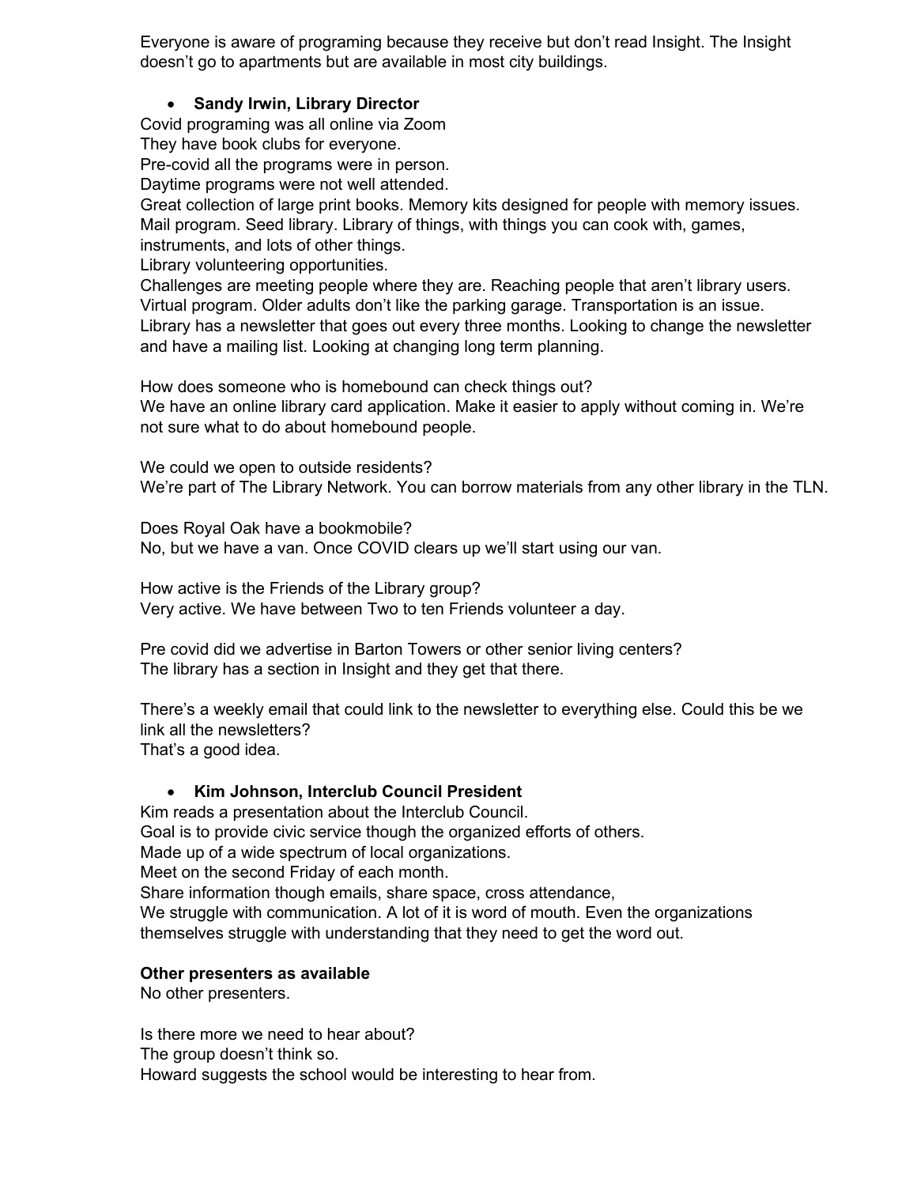Everyone is aware of programing because they receive but don't read Insight. The Insight doesn't go to apartments but are available in most city buildings.

- **Sandy Irwin, Library Director**

Covid programing was all online via Zoom
They have book clubs for everyone.
Pre-covid all the programs were in person.
Daytime programs were not well attended.
Great collection of large print books. Memory kits designed for people with memory issues. Mail program. Seed library. Library of things, with things you can cook with, games, instruments, and lots of other things.
Library volunteering opportunities.
Challenges are meeting people where they are. Reaching people that aren't library users. Virtual program. Older adults don't like the parking garage. Transportation is an issue. Library has a newsletter that goes out every three months. Looking to change the newsletter and have a mailing list. Looking at changing long term planning.

How does someone who is homebound can check things out?
We have an online library card application. Make it easier to apply without coming in. We're not sure what to do about homebound people.

We could we open to outside residents?
We're part of The Library Network. You can borrow materials from any other library in the TLN.

Does Royal Oak have a bookmobile?
No, but we have a van. Once COVID clears up we'll start using our van.

How active is the Friends of the Library group?
Very active. We have between Two to ten Friends volunteer a day.

Pre covid did we advertise in Barton Towers or other senior living centers?
The library has a section in Insight and they get that there.

There's a weekly email that could link to the newsletter to everything else. Could this be we link all the newsletters?
That's a good idea.

- **Kim Johnson, Interclub Council President**

Kim reads a presentation about the Interclub Council.
Goal is to provide civic service though the organized efforts of others.
Made up of a wide spectrum of local organizations.
Meet on the second Friday of each month.
Share information though emails, share space, cross attendance,
We struggle with communication. A lot of it is word of mouth. Even the organizations themselves struggle with understanding that they need to get the word out.

**Other presenters as available**

No other presenters.

Is there more we need to hear about?
The group doesn't think so.
Howard suggests the school would be interesting to hear from.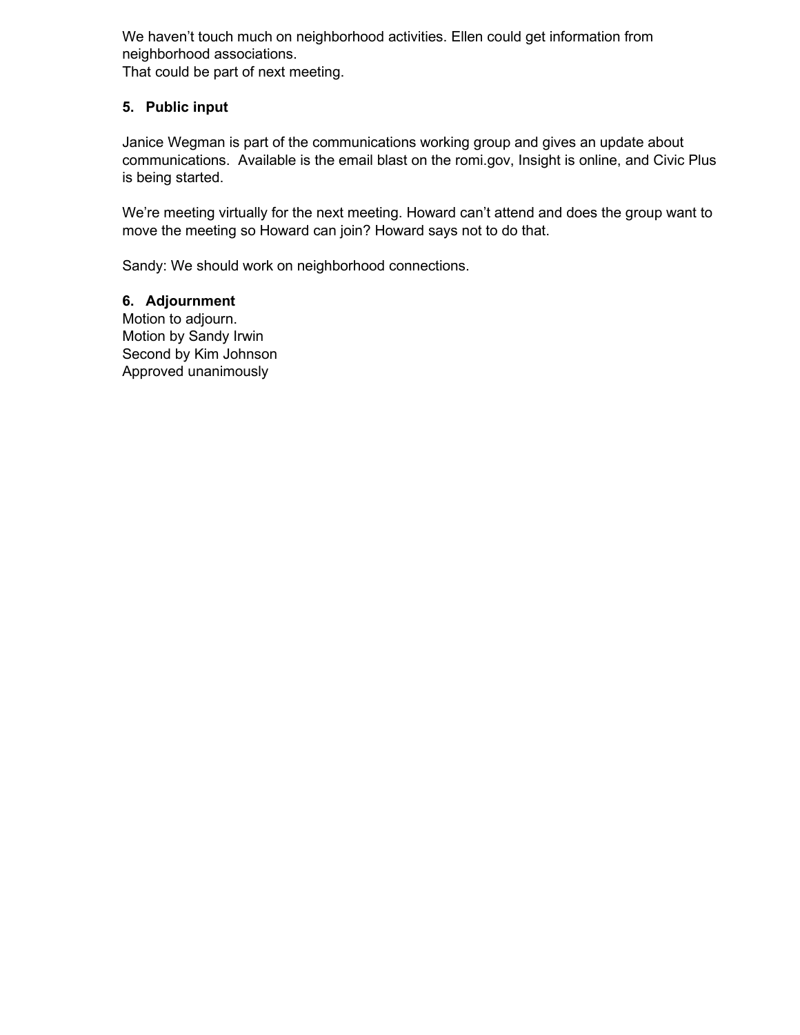We haven't touch much on neighborhood activities. Ellen could get information from neighborhood associations.
That could be part of next meeting.

### 5. Public input

Janice Wegman is part of the communications working group and gives an update about communications. Available is the email blast on the romi.gov, Insight is online, and Civic Plus is being started.

We're meeting virtually for the next meeting. Howard can't attend and does the group want to move the meeting so Howard can join? Howard says not to do that.

Sandy: We should work on neighborhood connections.

### 6. Adjournment

Motion to adjourn.
Motion by Sandy Irwin
Second by Kim Johnson
Approved unanimously